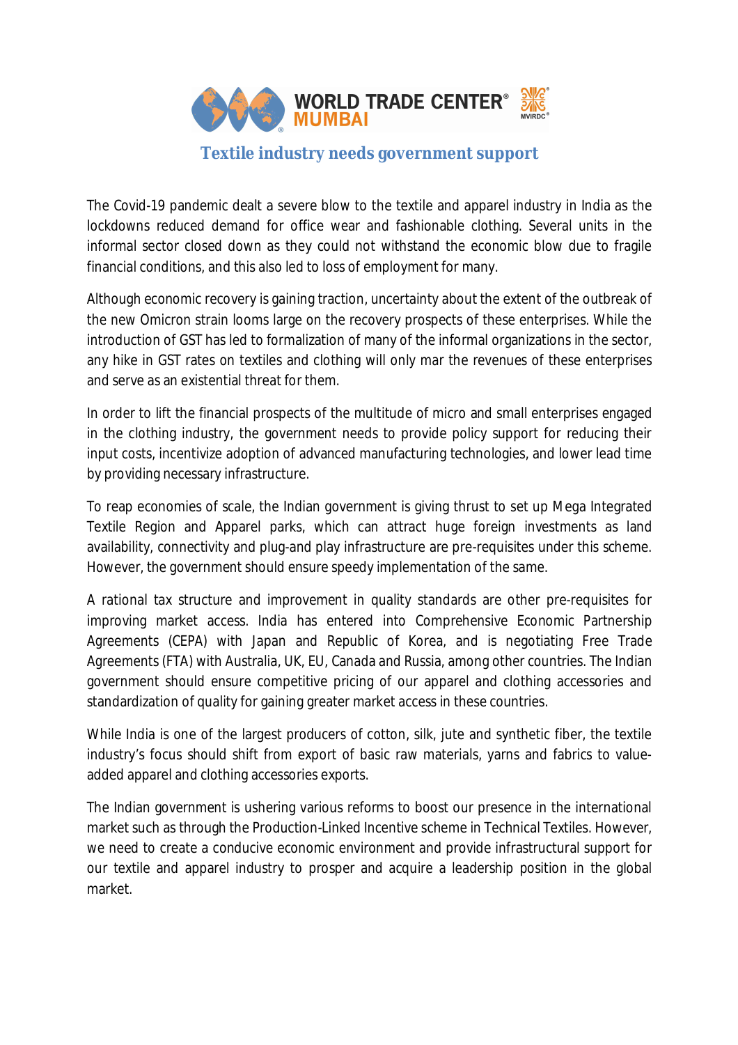# Textile industry needs government support

The Covid-19 pandemic dealt a severe blow to the textile and apparel industry in India as the lockdowns reduced demand for office wear and fashionable clothing. Several units in the informal sector closed down as they could not withstand the economic blow due to fragile financial conditions, and this also led to loss of employment for many.

Although economic recovery is gaining traction, uncertainty about the extent of the outbreak of the new Omicron strain looms large on the recovery prospects of these enterprises. While the introduction of GST has led to formalization of many of the informal organizations in the sector, any hike in GST rates on textiles and clothing will only mar the revenues of these enterprises and serve as an existential threat for them.

In order to lift the financial prospects of the multitude of micro and small enterprises engaged in the clothing industry, the government needs to provide policy support for reducing their input costs, incentivize adoption of advanced manufacturing technologies, and lower lead time by providing necessary infrastructure.

To reap economies of scale, the Indian government is giving thrust to set up Mega Integrated Textile Region and Apparel parks, which can attract huge foreign investments as land availability, connectivity and plug-and play infrastructure are pre-requisites under this scheme. However, the government should ensure speedy implementation of the same.

A rational tax structure and improvement in quality standards are other pre-requisites for improving market access. India has entered into Comprehensive Economic Partnership Agreements (CEPA) with Japan and Republic of Korea, and is negotiating Free Trade Agreements (FTA) with Australia, UK, EU, Canada and Russia, among other countries. The Indian government should ensure competitive pricing of our apparel and clothing accessories and standardization of quality for gaining greater market access in these countries.

While India is one of the largest producers of cotton, silk, jute and synthetic fiber, the textile industry's focus should shift from export of basic raw materials, yarns and fabrics to value-added apparel and clothing accessories exports.

The Indian government is ushering various reforms to boost our presence in the international market such as through the Production-Linked Incentive scheme in Technical Textiles. However, we need to create a conducive economic environment and provide infrastructural support for our textile and apparel industry to prosper and acquire a leadership position in the global market.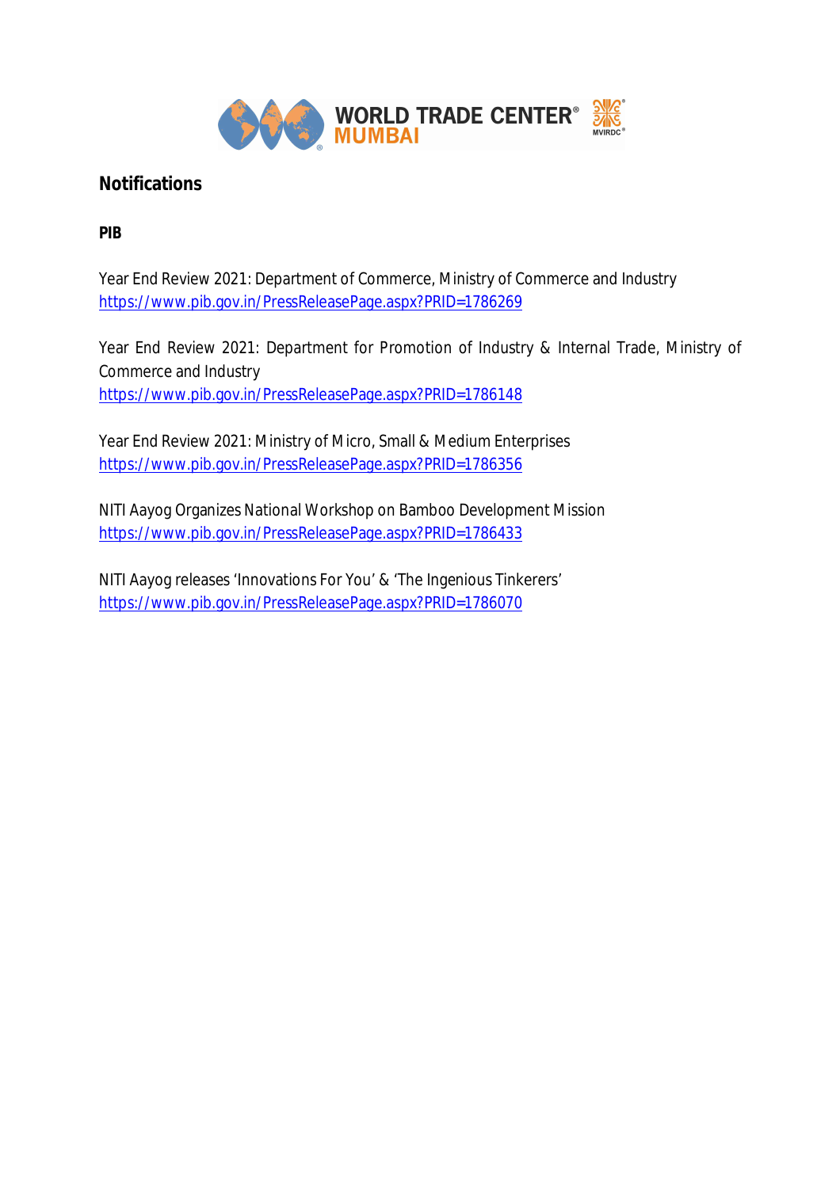## Notifications

**PIB**

Year End Review 2021: Department of Commerce, Ministry of Commerce and Industry
https://www.pib.gov.in/PressReleasePage.aspx?PRID=1786269

Year End Review 2021: Department for Promotion of Industry & Internal Trade, Ministry of Commerce and Industry
https://www.pib.gov.in/PressReleasePage.aspx?PRID=1786148

Year End Review 2021: Ministry of Micro, Small & Medium Enterprises
https://www.pib.gov.in/PressReleasePage.aspx?PRID=1786356

NITI Aayog Organizes National Workshop on Bamboo Development Mission
https://www.pib.gov.in/PressReleasePage.aspx?PRID=1786433

NITI Aayog releases 'Innovations For You' & 'The Ingenious Tinkerers'
https://www.pib.gov.in/PressReleasePage.aspx?PRID=1786070